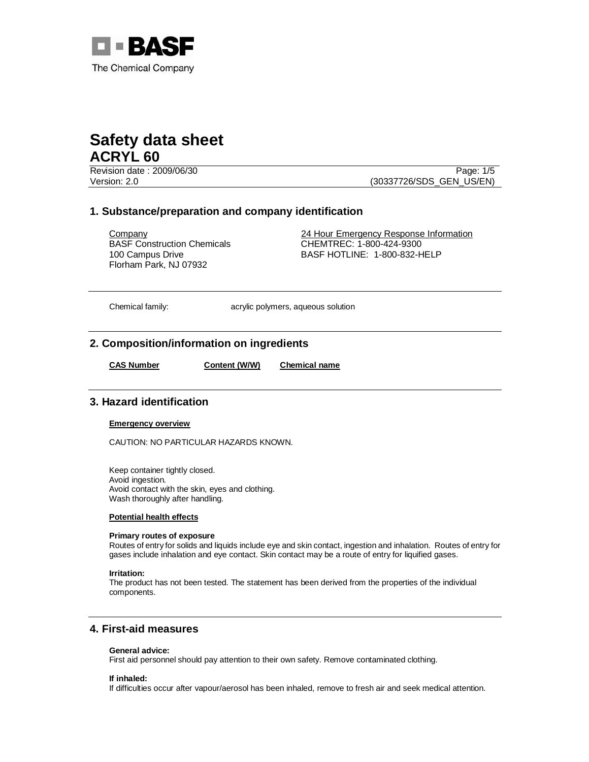BASF
The Chemical Company

# Safety data sheet
# ACRYL 60

Revision date : 2009/06/30
Version: 2.0
(30337726/SDS_GEN_US/EN)

## 1. Substance/preparation and company identification

Company
BASF Construction Chemicals
100 Campus Drive
Florham Park, NJ 07932

24 Hour Emergency Response Information
CHEMTREC: 1-800-424-9300
BASF HOTLINE: 1-800-832-HELP

Chemical family: acrylic polymers, aqueous solution

## 2. Composition/information on ingredients

| CAS Number | Content (W/W) | Chemical name |
| --- | --- | --- |

## 3. Hazard identification

**Emergency overview**

CAUTION: NO PARTICULAR HAZARDS KNOWN.

Keep container tightly closed.
Avoid ingestion.
Avoid contact with the skin, eyes and clothing.
Wash thoroughly after handling.

**Potential health effects**

**Primary routes of exposure**
Routes of entry for solids and liquids include eye and skin contact, ingestion and inhalation. Routes of entry for gases include inhalation and eye contact. Skin contact may be a route of entry for liquified gases.

**Irritation:**
The product has not been tested. The statement has been derived from the properties of the individual components.

## 4. First-aid measures

**General advice:**
First aid personnel should pay attention to their own safety. Remove contaminated clothing.

**If inhaled:**
If difficulties occur after vapour/aerosol has been inhaled, remove to fresh air and seek medical attention.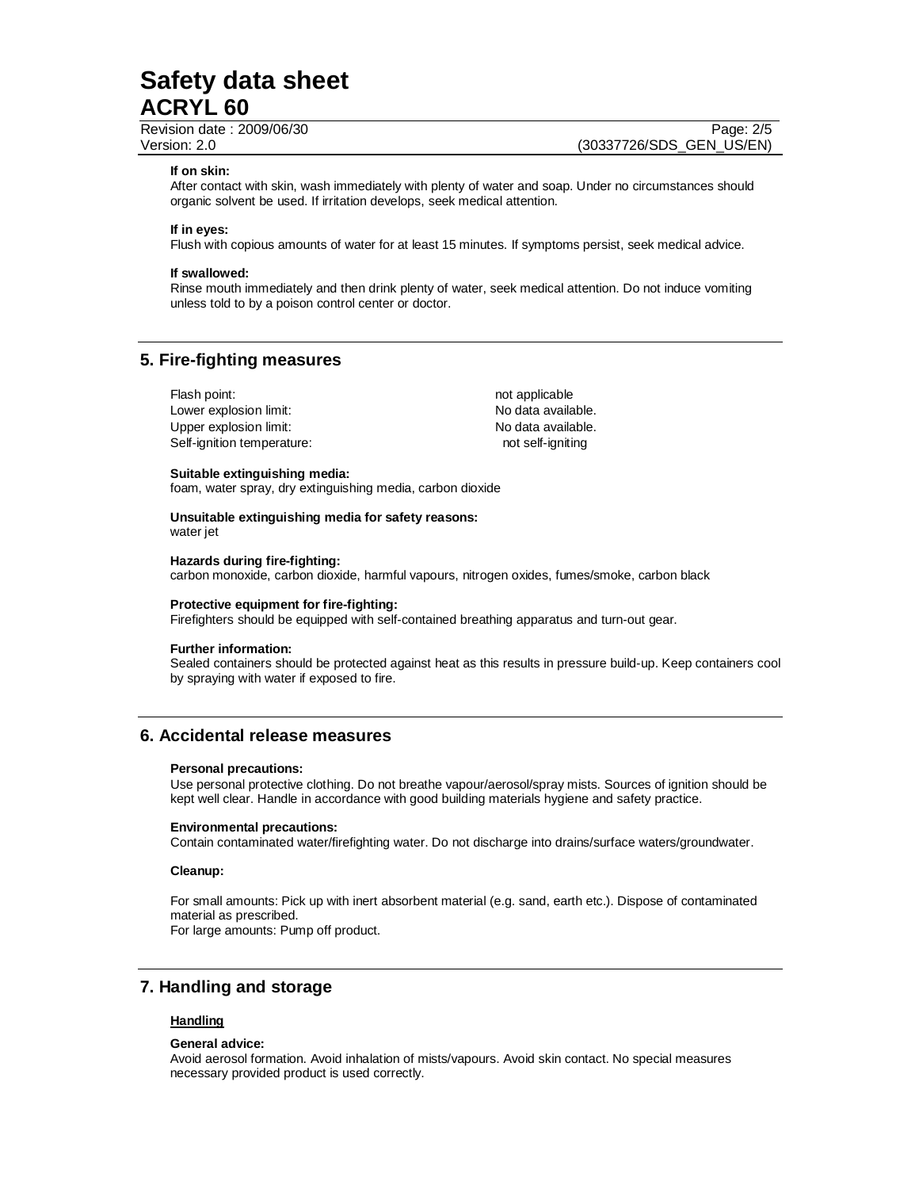**If on skin:**
After contact with skin, wash immediately with plenty of water and soap. Under no circumstances should organic solvent be used. If irritation develops, seek medical attention.

**If in eyes:**
Flush with copious amounts of water for at least 15 minutes. If symptoms persist, seek medical advice.

**If swallowed:**
Rinse mouth immediately and then drink plenty of water, seek medical attention. Do not induce vomiting unless told to by a poison control center or doctor.

## 5. Fire-fighting measures

| | |
|---|---|
| Flash point: | not applicable |
| Lower explosion limit: | No data available. |
| Upper explosion limit: | No data available. |
| Self-ignition temperature: | not self-igniting |

**Suitable extinguishing media:**
foam, water spray, dry extinguishing media, carbon dioxide

**Unsuitable extinguishing media for safety reasons:**
water jet

**Hazards during fire-fighting:**
carbon monoxide, carbon dioxide, harmful vapours, nitrogen oxides, fumes/smoke, carbon black

**Protective equipment for fire-fighting:**
Firefighters should be equipped with self-contained breathing apparatus and turn-out gear.

**Further information:**
Sealed containers should be protected against heat as this results in pressure build-up. Keep containers cool by spraying with water if exposed to fire.

## 6. Accidental release measures

**Personal precautions:**
Use personal protective clothing. Do not breathe vapour/aerosol/spray mists. Sources of ignition should be kept well clear. Handle in accordance with good building materials hygiene and safety practice.

**Environmental precautions:**
Contain contaminated water/firefighting water. Do not discharge into drains/surface waters/groundwater.

**Cleanup:**

For small amounts: Pick up with inert absorbent material (e.g. sand, earth etc.). Dispose of contaminated material as prescribed.
For large amounts: Pump off product.

## 7. Handling and storage

**Handling**

**General advice:**
Avoid aerosol formation. Avoid inhalation of mists/vapours. Avoid skin contact. No special measures necessary provided product is used correctly.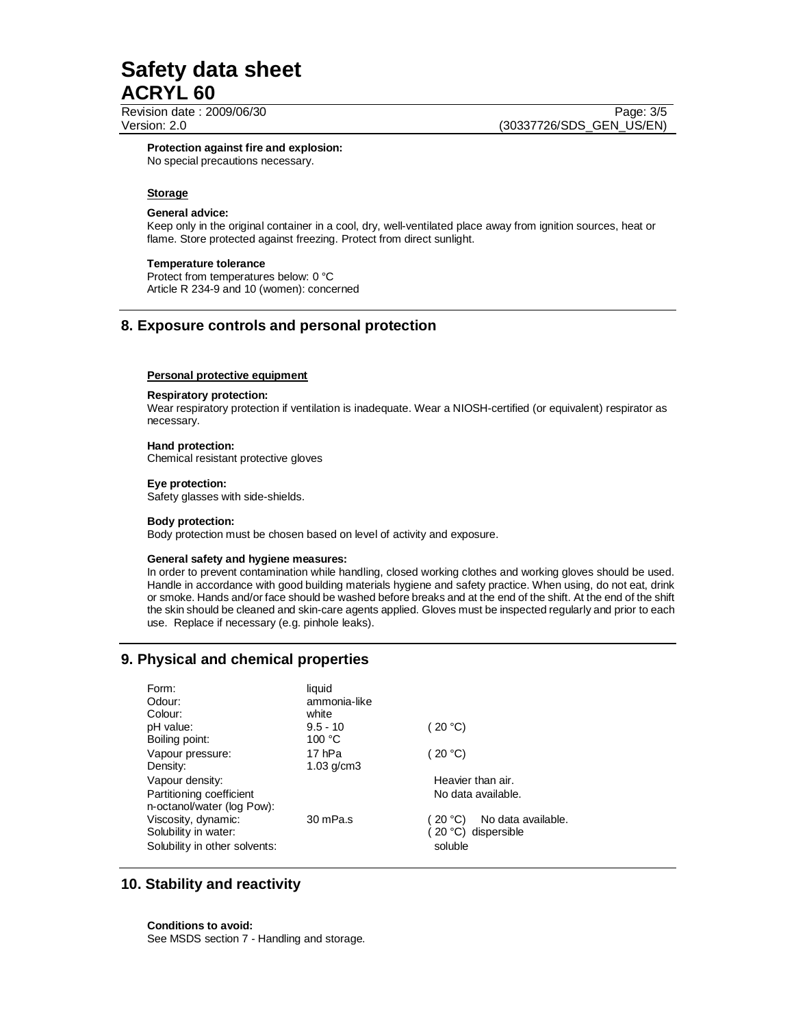**Protection against fire and explosion:**
No special precautions necessary.

**Storage**

**General advice:**
Keep only in the original container in a cool, dry, well-ventilated place away from ignition sources, heat or flame. Store protected against freezing. Protect from direct sunlight.

**Temperature tolerance**
Protect from temperatures below: 0 °C
Article R 234-9 and 10 (women): concerned

## 8. Exposure controls and personal protection

**Personal protective equipment**

**Respiratory protection:**
Wear respiratory protection if ventilation is inadequate. Wear a NIOSH-certified (or equivalent) respirator as necessary.

**Hand protection:**
Chemical resistant protective gloves

**Eye protection:**
Safety glasses with side-shields.

**Body protection:**
Body protection must be chosen based on level of activity and exposure.

**General safety and hygiene measures:**
In order to prevent contamination while handling, closed working clothes and working gloves should be used. Handle in accordance with good building materials hygiene and safety practice. When using, do not eat, drink or smoke. Hands and/or face should be washed before breaks and at the end of the shift. At the end of the shift the skin should be cleaned and skin-care agents applied. Gloves must be inspected regularly and prior to each use. Replace if necessary (e.g. pinhole leaks).

## 9. Physical and chemical properties

| | | |
|---|---|---|
| Form: | liquid | |
| Odour: | ammonia-like | |
| Colour: | white | |
| pH value: | 9.5 - 10 | ( 20 °C) |
| Boiling point: | 100 °C | |
| Vapour pressure: | 17 hPa | ( 20 °C) |
| Density: | 1.03 g/cm3 | |
| Vapour density: | | Heavier than air. |
| Partitioning coefficient n-octanol/water (log Pow): | | No data available. |
| Viscosity, dynamic: | 30 mPa.s | ( 20 °C) No data available. |
| Solubility in water: | | ( 20 °C) dispersible |
| Solubility in other solvents: | | soluble |

## 10. Stability and reactivity

**Conditions to avoid:**
See MSDS section 7 - Handling and storage.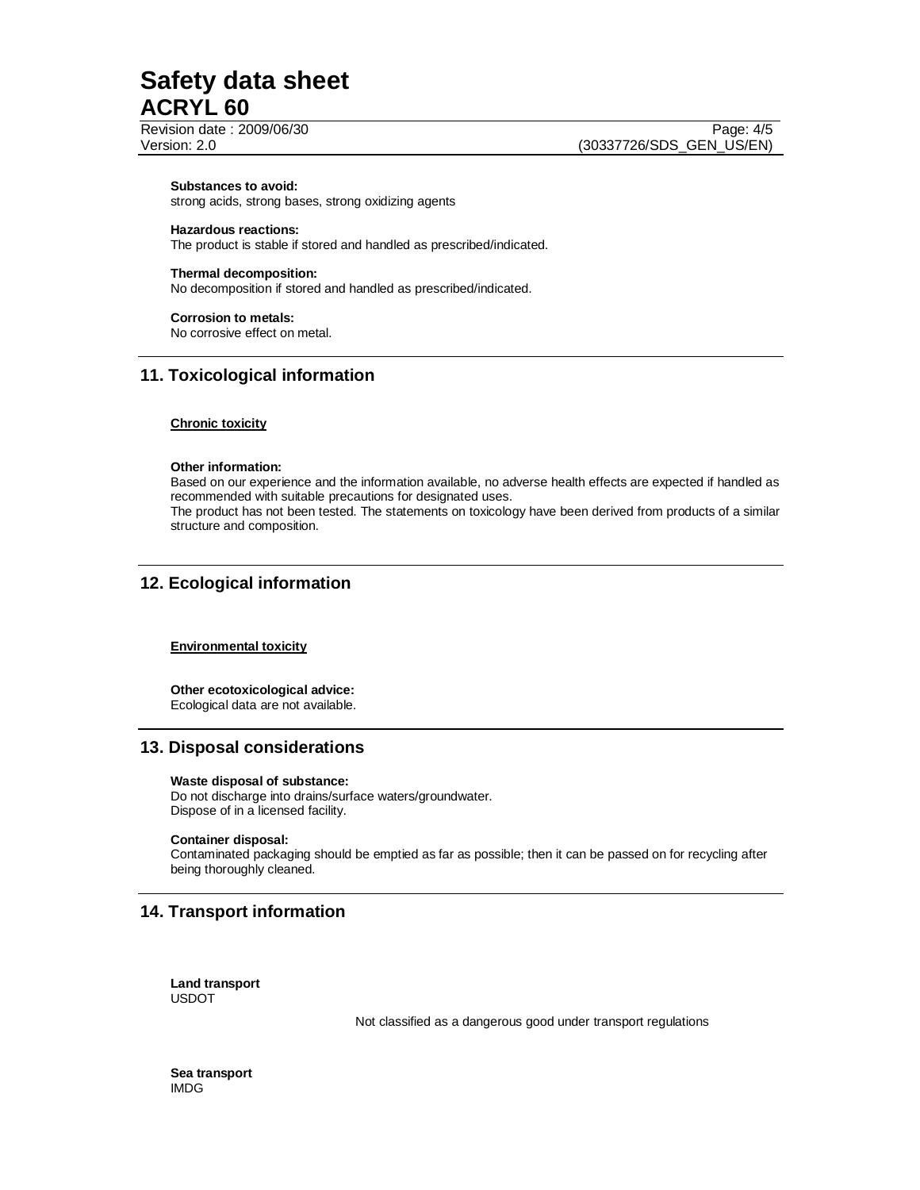**Substances to avoid:**
strong acids, strong bases, strong oxidizing agents

**Hazardous reactions:**
The product is stable if stored and handled as prescribed/indicated.

**Thermal decomposition:**
No decomposition if stored and handled as prescribed/indicated.

**Corrosion to metals:**
No corrosive effect on metal.

## 11. Toxicological information

**Chronic toxicity**

**Other information:**
Based on our experience and the information available, no adverse health effects are expected if handled as recommended with suitable precautions for designated uses.
The product has not been tested. The statements on toxicology have been derived from products of a similar structure and composition.

## 12. Ecological information

**Environmental toxicity**

**Other ecotoxicological advice:**
Ecological data are not available.

## 13. Disposal considerations

**Waste disposal of substance:**
Do not discharge into drains/surface waters/groundwater.
Dispose of in a licensed facility.

**Container disposal:**
Contaminated packaging should be emptied as far as possible; then it can be passed on for recycling after being thoroughly cleaned.

## 14. Transport information

**Land transport**
USDOT

Not classified as a dangerous good under transport regulations

**Sea transport**
IMDG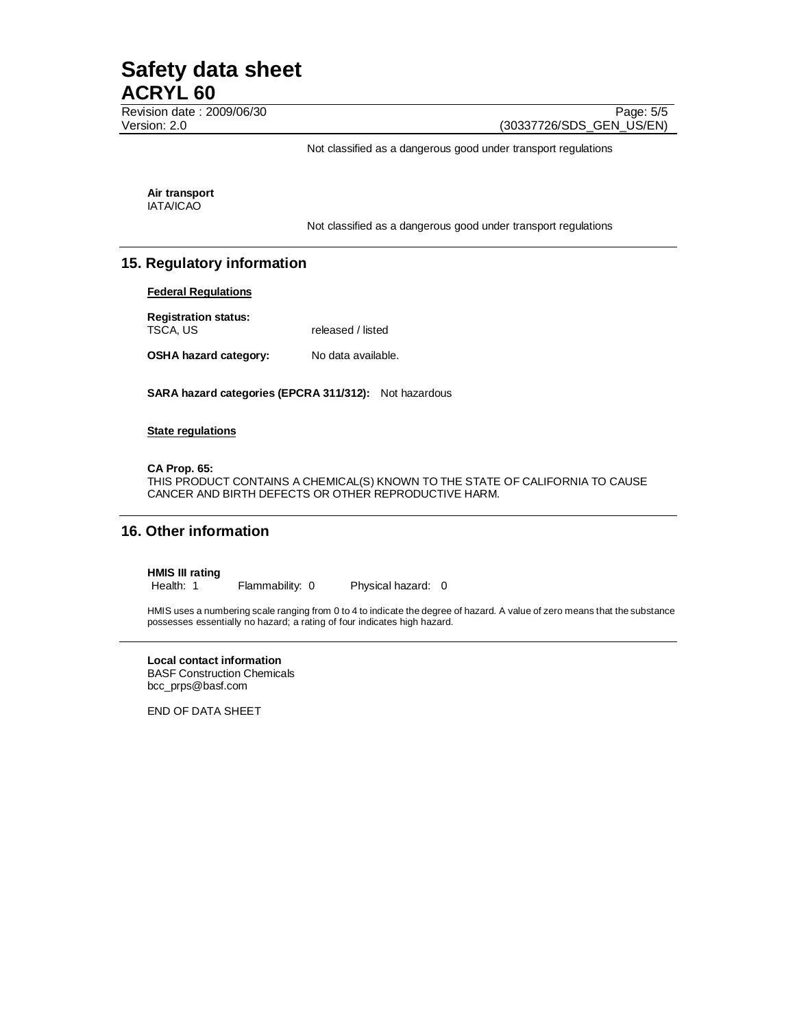Not classified as a dangerous good under transport regulations

**Air transport**
IATA/ICAO

Not classified as a dangerous good under transport regulations

## 15. Regulatory information

**Federal Regulations**

**Registration status:**

| | |
|---|---|
| TSCA, US | released / listed |
| **OSHA hazard category:** | No data available. |

**SARA hazard categories (EPCRA 311/312):** Not hazardous

**State regulations**

**CA Prop. 65:**
THIS PRODUCT CONTAINS A CHEMICAL(S) KNOWN TO THE STATE OF CALIFORNIA TO CAUSE CANCER AND BIRTH DEFECTS OR OTHER REPRODUCTIVE HARM.

## 16. Other information

**HMIS III rating**
Health: 1 Flammability: 0 Physical hazard: 0

HMIS uses a numbering scale ranging from 0 to 4 to indicate the degree of hazard. A value of zero means that the substance possesses essentially no hazard; a rating of four indicates high hazard.

**Local contact information**
BASF Construction Chemicals
bcc_prps@basf.com

END OF DATA SHEET